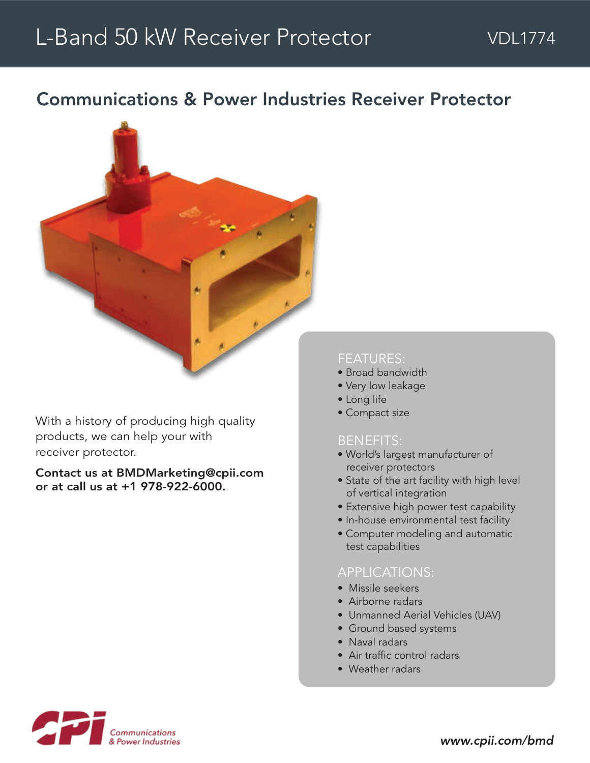# L-Band 50 kW Receiver Protector

VDL1774

## Communications & Power Industries Receiver Protector

With a history of producing high quality products, we can help your with receiver protector.

**Contact us at BMDMarketing@cpii.com or at call us at +1 978-922-6000.**

### FEATURES:

- Broad bandwidth
- Very low leakage
- Long life
- Compact size

### BENEFITS:

- World's largest manufacturer of receiver protectors
- State of the art facility with high level of vertical integration
- Extensive high power test capability
- In-house environmental test facility
- Computer modeling and automatic test capabilities

### APPLICATIONS:

- Missile seekers
- Airborne radars
- Unmanned Aerial Vehicles (UAV)
- Ground based systems
- Naval radars
- Air traffic control radars
- Weather radars

Communications & Power Industries

*www.cpii.com/bmd*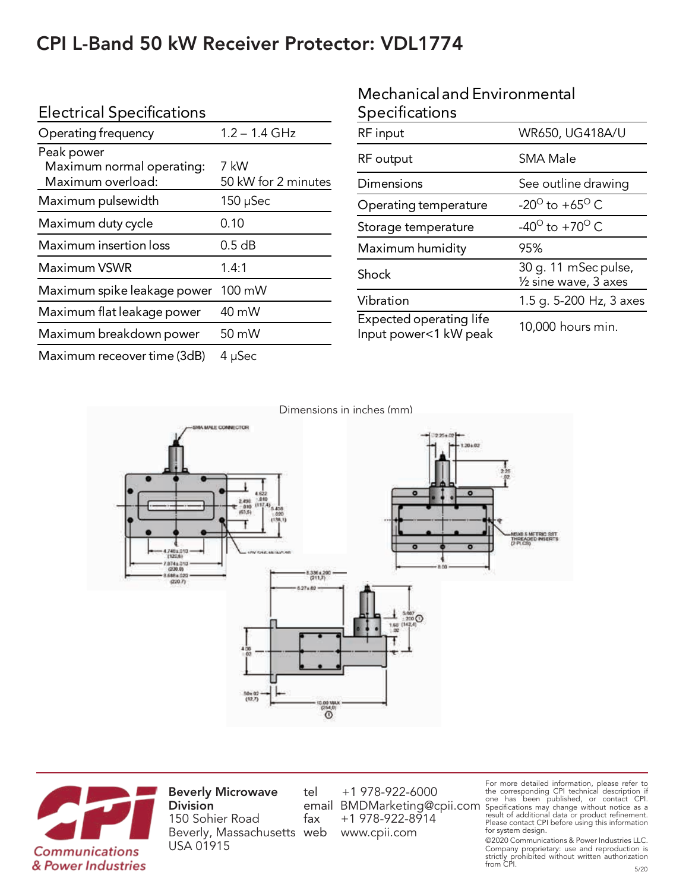# CPI L-Band 50 kW Receiver Protector: VDL1774

## Electrical Specifications

| | |
|---|---|
| Operating frequency | 1.2 – 1.4 GHz |
| Peak power<br>Maximum normal operating:<br>Maximum overload: | <br>7 kW<br>50 kW for 2 minutes |
| Maximum pulsewidth | 150 µSec |
| Maximum duty cycle | 0.10 |
| Maximum insertion loss | 0.5 dB |
| Maximum VSWR | 1.4:1 |
| Maximum spike leakage power | 100 mW |
| Maximum flat leakage power | 40 mW |
| Maximum breakdown power | 50 mW |
| Maximum receover time (3dB) | 4 µSec |

## Mechanical and Environmental Specifications

| | |
|---|---|
| RF input | WR650, UG418A/U |
| RF output | SMA Male |
| Dimensions | See outline drawing |
| Operating temperature | -20° to +65° C |
| Storage temperature | -40° to +70° C |
| Maximum humidity | 95% |
| Shock | 30 g. 11 mSec pulse, ½ sine wave, 3 axes |
| Vibration | 1.5 g. 5-200 Hz, 3 axes |
| Expected operating life Input power<1 kW peak | 10,000 hours min. |

Dimensions in inches (mm)

SMA MALE CONNECTOR

2.496 ±.010 (63.5)

4.622 ±.010 (117.4)

5.458 ±.020 (138.1)

4.748±.010 (120.6)

7.874±.010 (200.0)

8.688±.020 (220.7)

2.25±.02

1.20±.02

2.25 ±.02

M5X0.5 METRIC SST THREADED INSERTS (2 PLCS)

8.00

8.336±.200 (211.7)

6.27±.02

5.607 ±.200 (142.4)

1.60 ±.02

4.00 ±.02

.50±.02 (12.7)

10.00 MAX (254.0)

Beverly Microwave Division
150 Sohier Road
Beverly, Massachusetts
USA 01915

tel +1 978-922-6000
email BMDMarketing@cpii.com
fax +1 978-922-8914
web www.cpii.com

For more detailed information, please refer to the corresponding CPI technical description if one has been published, or contact CPI. Specifications may change without notice as a result of additional data or product refinement. Please contact CPI before using this information for system design.

©2020 Communications & Power Industries LLC. Company proprietary: use and reproduction is strictly prohibited without written authorization from CPI.

5/20